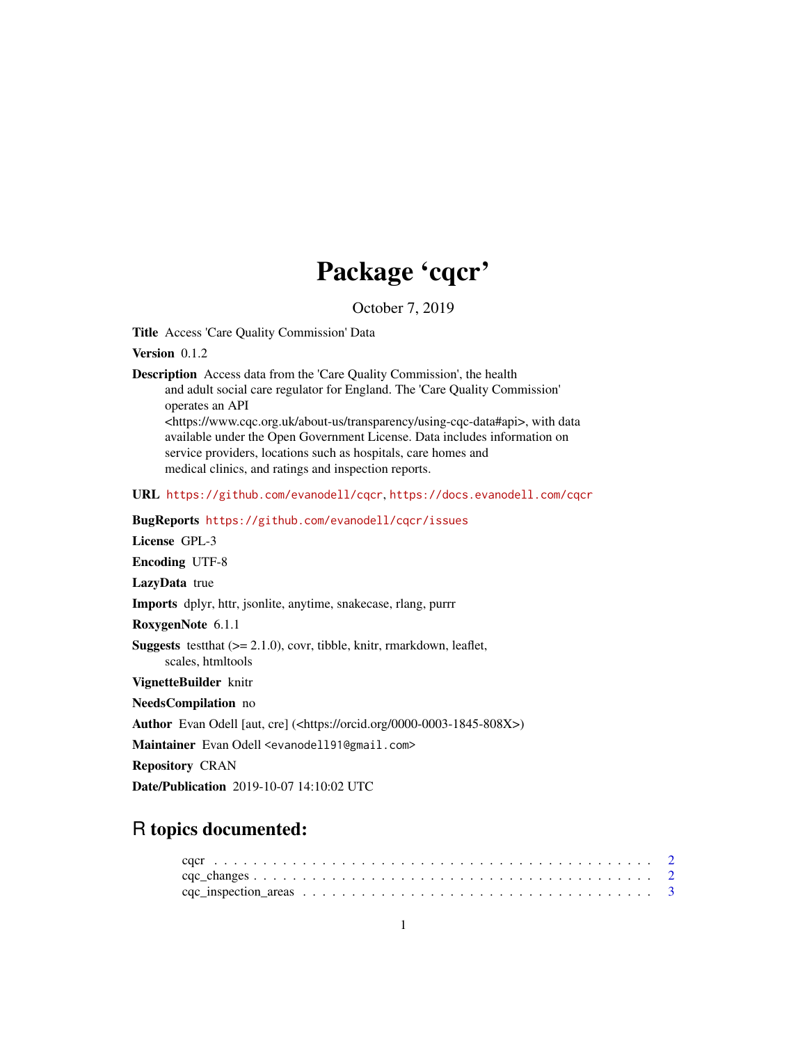# Package 'cqcr'

October 7, 2019

**Title** Access 'Care Quality Commission' Data

**Version** 0.1.2

**Description** Access data from the 'Care Quality Commission', the health and adult social care regulator for England. The 'Care Quality Commission' operates an API <https://www.cqc.org.uk/about-us/transparency/using-cqc-data#api>, with data available under the Open Government License. Data includes information on service providers, locations such as hospitals, care homes and medical clinics, and ratings and inspection reports.

**URL** https://github.com/evanodell/cqcr, https://docs.evanodell.com/cqcr

**BugReports** https://github.com/evanodell/cqcr/issues

**License** GPL-3

**Encoding** UTF-8

**LazyData** true

**Imports** dplyr, httr, jsonlite, anytime, snakecase, rlang, purrr

**RoxygenNote** 6.1.1

**Suggests** testthat (>= 2.1.0), covr, tibble, knitr, rmarkdown, leaflet, scales, htmltools

**VignetteBuilder** knitr

**NeedsCompilation** no

**Author** Evan Odell [aut, cre] (<https://orcid.org/0000-0003-1845-808X>)

**Maintainer** Evan Odell <evanodell91@gmail.com>

**Repository** CRAN

**Date/Publication** 2019-10-07 14:10:02 UTC

## R topics documented:

- cqcr . . . . . . . . . . . . . . . . . . . . . . . . . . . . . . . . . . . . . . . . . . . . 2
- cqc_changes . . . . . . . . . . . . . . . . . . . . . . . . . . . . . . . . . . . . . . . . 2
- cqc_inspection_areas . . . . . . . . . . . . . . . . . . . . . . . . . . . . . . . . . . . 3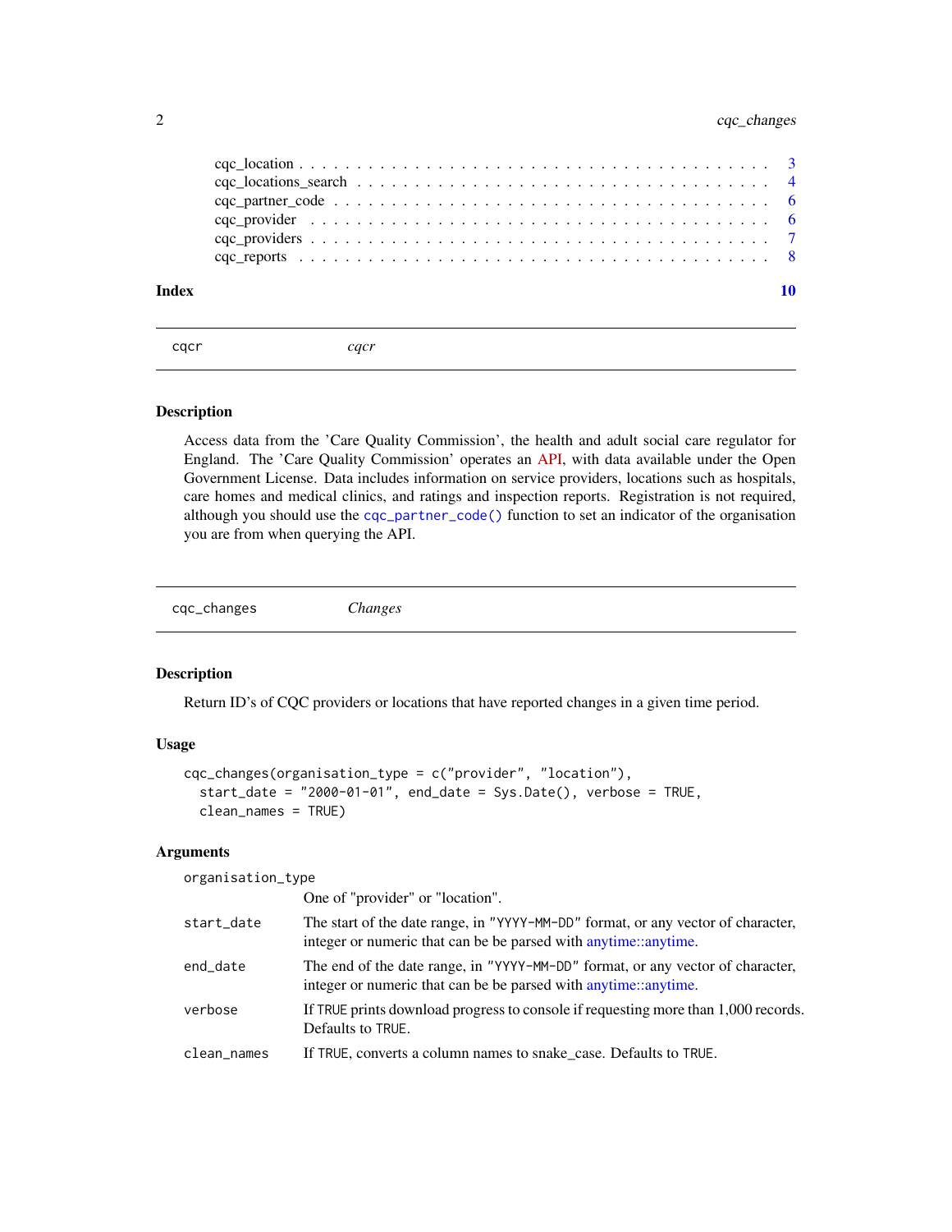cqc_location . . . . . . . . . . . . . . . . . . . . . . . . . . . . . . . . . . . . . . . . 3
cqc_locations_search . . . . . . . . . . . . . . . . . . . . . . . . . . . . . . . . . . . . 4
cqc_partner_code . . . . . . . . . . . . . . . . . . . . . . . . . . . . . . . . . . . . . . 6
cqc_provider . . . . . . . . . . . . . . . . . . . . . . . . . . . . . . . . . . . . . . . . 6
cqc_providers . . . . . . . . . . . . . . . . . . . . . . . . . . . . . . . . . . . . . . . 7
cqc_reports . . . . . . . . . . . . . . . . . . . . . . . . . . . . . . . . . . . . . . . . . 8

**Index** **10**

---

`cqcr` *cqcr*

---

### Description

Access data from the 'Care Quality Commission', the health and adult social care regulator for England. The 'Care Quality Commission' operates an API, with data available under the Open Government License. Data includes information on service providers, locations such as hospitals, care homes and medical clinics, and ratings and inspection reports. Registration is not required, although you should use the `cqc_partner_code()` function to set an indicator of the organisation you are from when querying the API.

---

`cqc_changes` *Changes*

---

### Description

Return ID's of CQC providers or locations that have reported changes in a given time period.

### Usage

```
cqc_changes(organisation_type = c("provider", "location"),
  start_date = "2000-01-01", end_date = Sys.Date(), verbose = TRUE,
  clean_names = TRUE)
```

### Arguments

| | |
|---|---|
| `organisation_type` | One of "provider" or "location". |
| `start_date` | The start of the date range, in `"YYYY-MM-DD"` format, or any vector of character, integer or numeric that can be be parsed with anytime::anytime. |
| `end_date` | The end of the date range, in `"YYYY-MM-DD"` format, or any vector of character, integer or numeric that can be be parsed with anytime::anytime. |
| `verbose` | If `TRUE` prints download progress to console if requesting more than 1,000 records. Defaults to `TRUE`. |
| `clean_names` | If `TRUE`, converts a column names to snake_case. Defaults to `TRUE`. |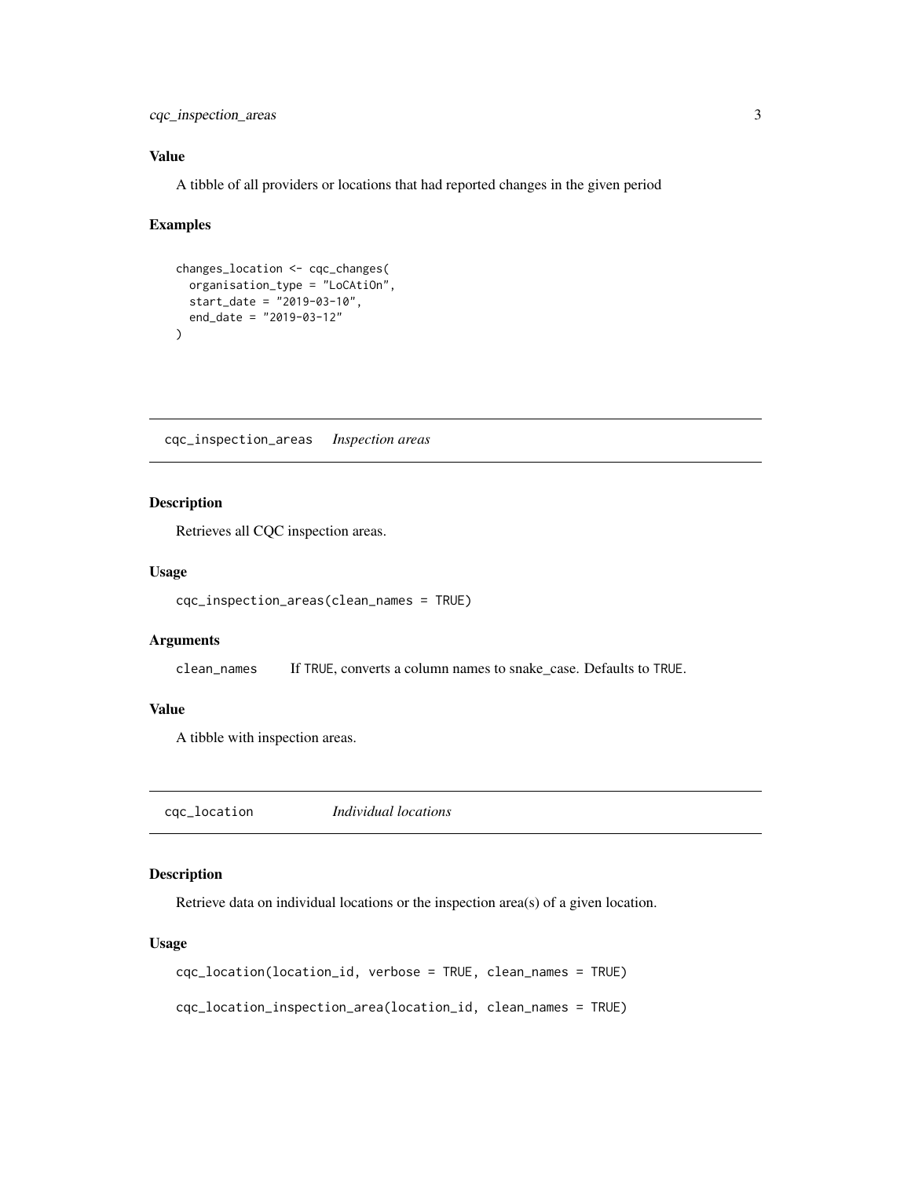### Value

A tibble of all providers or locations that had reported changes in the given period

### Examples

```
changes_location <- cqc_changes(
  organisation_type = "LoCAtiOn",
  start_date = "2019-03-10",
  end_date = "2019-03-12"
)
```

---

## cqc_inspection_areas    *Inspection areas*

### Description

Retrieves all CQC inspection areas.

### Usage

```
cqc_inspection_areas(clean_names = TRUE)
```

### Arguments

`clean_names`    If TRUE, converts a column names to snake_case. Defaults to TRUE.

### Value

A tibble with inspection areas.

---

## cqc_location    *Individual locations*

### Description

Retrieve data on individual locations or the inspection area(s) of a given location.

### Usage

```
cqc_location(location_id, verbose = TRUE, clean_names = TRUE)

cqc_location_inspection_area(location_id, clean_names = TRUE)
```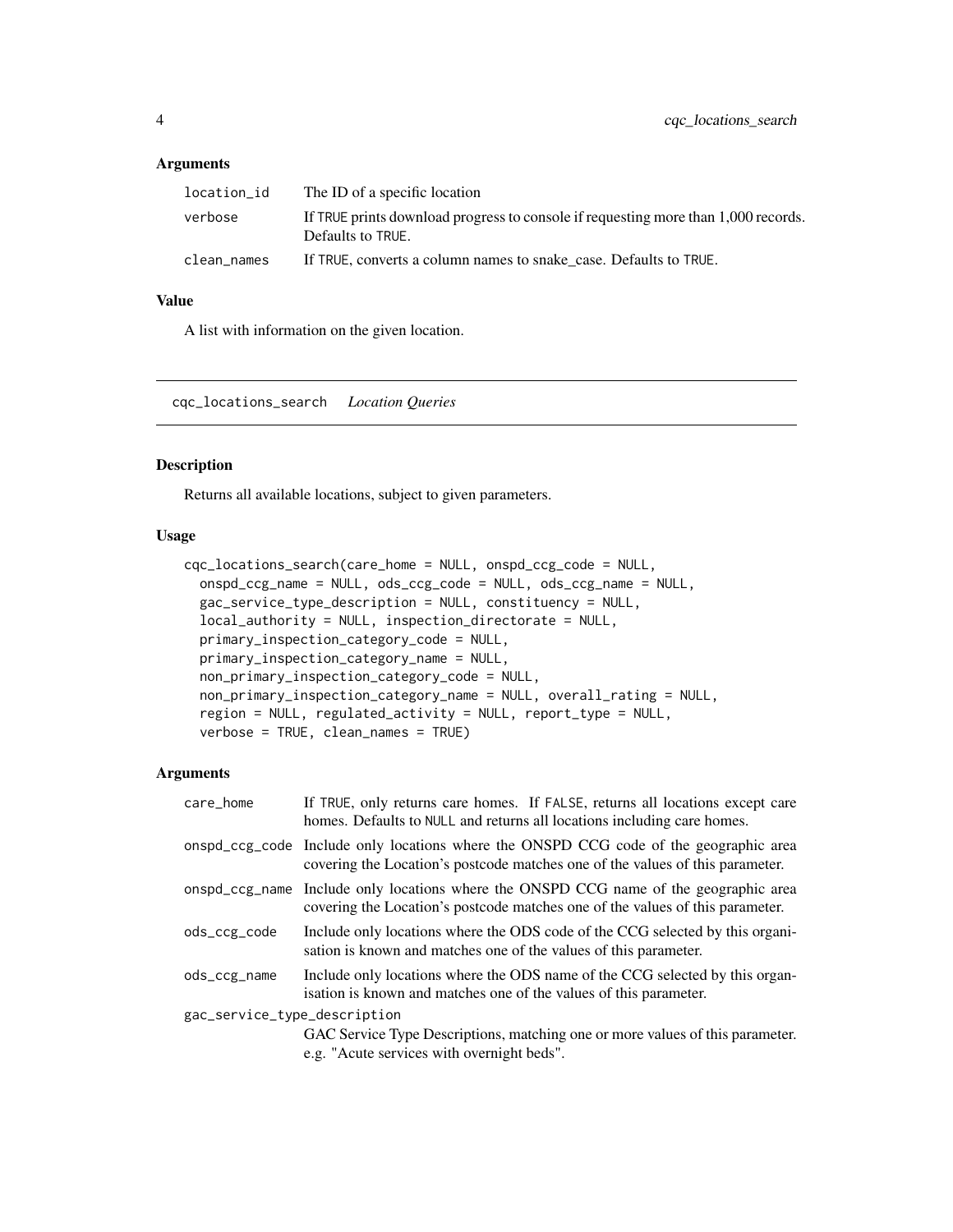## Arguments

| | |
|---|---|
| location_id | The ID of a specific location |
| verbose | If TRUE prints download progress to console if requesting more than 1,000 records. Defaults to TRUE. |
| clean_names | If TRUE, converts a column names to snake_case. Defaults to TRUE. |

## Value

A list with information on the given location.

---

# cqc_locations_search *Location Queries*

## Description

Returns all available locations, subject to given parameters.

## Usage

```
cqc_locations_search(care_home = NULL, onspd_ccg_code = NULL,
  onspd_ccg_name = NULL, ods_ccg_code = NULL, ods_ccg_name = NULL,
  gac_service_type_description = NULL, constituency = NULL,
  local_authority = NULL, inspection_directorate = NULL,
  primary_inspection_category_code = NULL,
  primary_inspection_category_name = NULL,
  non_primary_inspection_category_code = NULL,
  non_primary_inspection_category_name = NULL, overall_rating = NULL,
  region = NULL, regulated_activity = NULL, report_type = NULL,
  verbose = TRUE, clean_names = TRUE)
```

## Arguments

| | |
|---|---|
| care_home | If TRUE, only returns care homes. If FALSE, returns all locations except care homes. Defaults to NULL and returns all locations including care homes. |
| onspd_ccg_code | Include only locations where the ONSPD CCG code of the geographic area covering the Location's postcode matches one of the values of this parameter. |
| onspd_ccg_name | Include only locations where the ONSPD CCG name of the geographic area covering the Location's postcode matches one of the values of this parameter. |
| ods_ccg_code | Include only locations where the ODS code of the CCG selected by this organisation is known and matches one of the values of this parameter. |
| ods_ccg_name | Include only locations where the ODS name of the CCG selected by this organisation is known and matches one of the values of this parameter. |
| gac_service_type_description | GAC Service Type Descriptions, matching one or more values of this parameter. e.g. "Acute services with overnight beds". |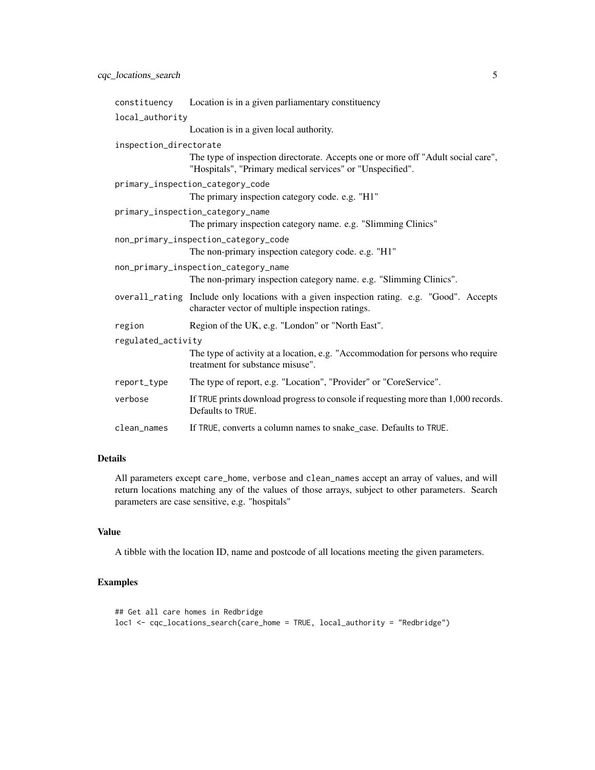| | |
|---|---|
| `constituency` | Location is in a given parliamentary constituency |
| `local_authority` | Location is in a given local authority. |
| `inspection_directorate` | The type of inspection directorate. Accepts one or more off "Adult social care", "Hospitals", "Primary medical services" or "Unspecified". |
| `primary_inspection_category_code` | The primary inspection category code. e.g. "H1" |
| `primary_inspection_category_name` | The primary inspection category name. e.g. "Slimming Clinics" |
| `non_primary_inspection_category_code` | The non-primary inspection category code. e.g. "H1" |
| `non_primary_inspection_category_name` | The non-primary inspection category name. e.g. "Slimming Clinics". |
| `overall_rating` | Include only locations with a given inspection rating. e.g. "Good". Accepts character vector of multiple inspection ratings. |
| `region` | Region of the UK, e.g. "London" or "North East". |
| `regulated_activity` | The type of activity at a location, e.g. "Accommodation for persons who require treatment for substance misuse". |
| `report_type` | The type of report, e.g. "Location", "Provider" or "CoreService". |
| `verbose` | If `TRUE` prints download progress to console if requesting more than 1,000 records. Defaults to `TRUE`. |
| `clean_names` | If `TRUE`, converts a column names to snake_case. Defaults to `TRUE`. |

## Details

All parameters except `care_home`, `verbose` and `clean_names` accept an array of values, and will return locations matching any of the values of those arrays, subject to other parameters. Search parameters are case sensitive, e.g. "hospitals"

## Value

A tibble with the location ID, name and postcode of all locations meeting the given parameters.

## Examples

```
## Get all care homes in Redbridge
loc1 <- cqc_locations_search(care_home = TRUE, local_authority = "Redbridge")
```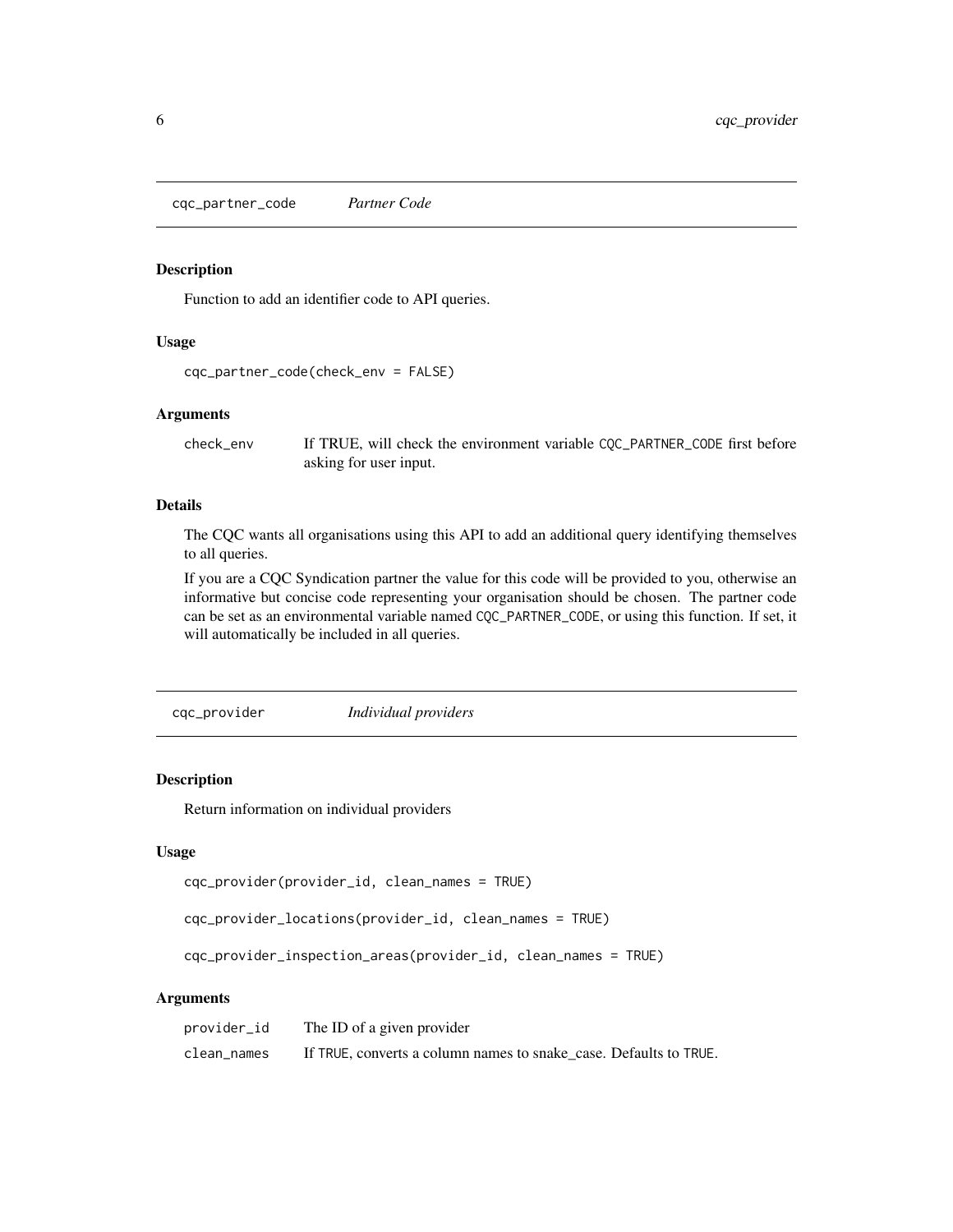## cqc_partner_code *Partner Code*

### Description

Function to add an identifier code to API queries.

### Usage

```
cqc_partner_code(check_env = FALSE)
```

### Arguments

| | |
|---|---|
| check_env | If TRUE, will check the environment variable CQC_PARTNER_CODE first before asking for user input. |

### Details

The CQC wants all organisations using this API to add an additional query identifying themselves to all queries.

If you are a CQC Syndication partner the value for this code will be provided to you, otherwise an informative but concise code representing your organisation should be chosen. The partner code can be set as an environmental variable named CQC_PARTNER_CODE, or using this function. If set, it will automatically be included in all queries.

## cqc_provider *Individual providers*

### Description

Return information on individual providers

### Usage

```
cqc_provider(provider_id, clean_names = TRUE)

cqc_provider_locations(provider_id, clean_names = TRUE)

cqc_provider_inspection_areas(provider_id, clean_names = TRUE)
```

### Arguments

| | |
|---|---|
| provider_id | The ID of a given provider |
| clean_names | If TRUE, converts a column names to snake_case. Defaults to TRUE. |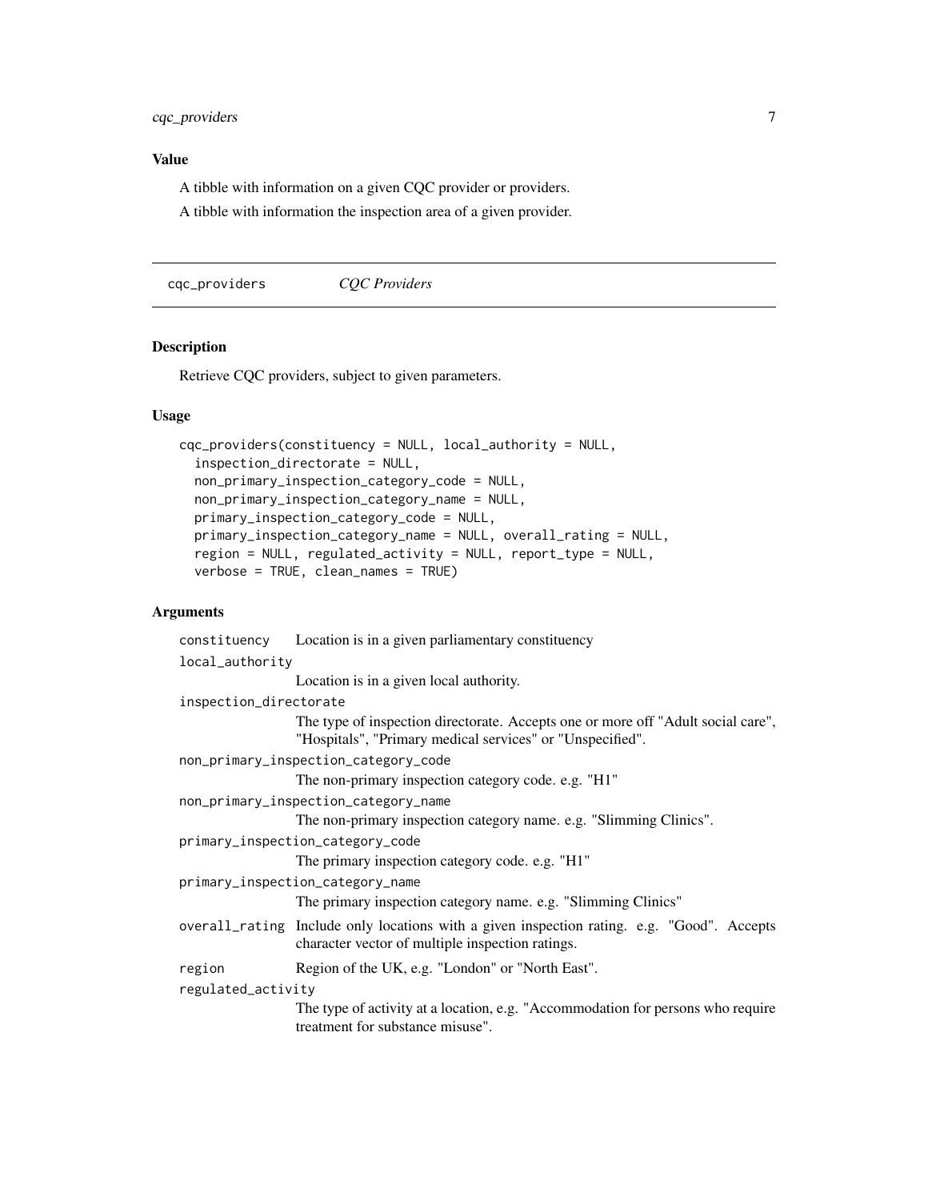## Value

A tibble with information on a given CQC provider or providers.

A tibble with information the inspection area of a given provider.

---

# cqc_providers *CQC Providers*

---

## Description

Retrieve CQC providers, subject to given parameters.

## Usage

```
cqc_providers(constituency = NULL, local_authority = NULL,
  inspection_directorate = NULL,
  non_primary_inspection_category_code = NULL,
  non_primary_inspection_category_name = NULL,
  primary_inspection_category_code = NULL,
  primary_inspection_category_name = NULL, overall_rating = NULL,
  region = NULL, regulated_activity = NULL, report_type = NULL,
  verbose = TRUE, clean_names = TRUE)
```

## Arguments

`constituency` Location is in a given parliamentary constituency

`local_authority` Location is in a given local authority.

`inspection_directorate` The type of inspection directorate. Accepts one or more off "Adult social care", "Hospitals", "Primary medical services" or "Unspecified".

`non_primary_inspection_category_code` The non-primary inspection category code. e.g. "H1"

`non_primary_inspection_category_name` The non-primary inspection category name. e.g. "Slimming Clinics".

`primary_inspection_category_code` The primary inspection category code. e.g. "H1"

`primary_inspection_category_name` The primary inspection category name. e.g. "Slimming Clinics"

`overall_rating` Include only locations with a given inspection rating. e.g. "Good". Accepts character vector of multiple inspection ratings.

`region` Region of the UK, e.g. "London" or "North East".

`regulated_activity` The type of activity at a location, e.g. "Accommodation for persons who require treatment for substance misuse".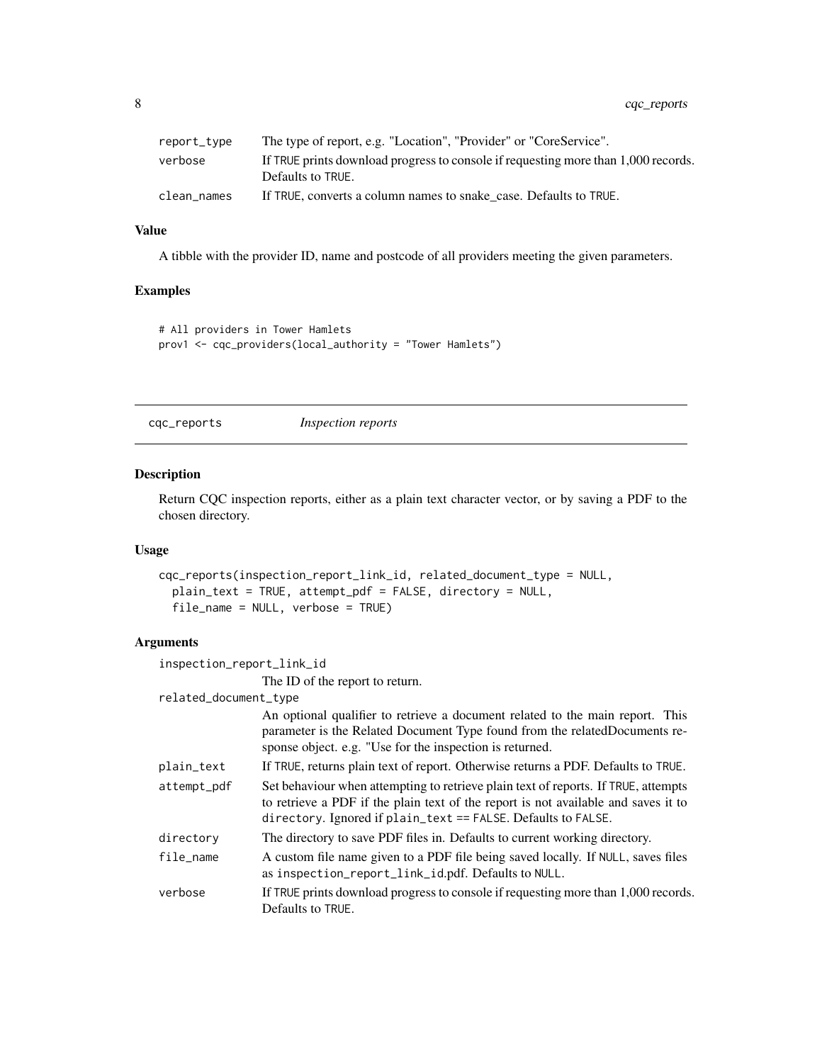| | |
|---|---|
| report_type | The type of report, e.g. "Location", "Provider" or "CoreService". |
| verbose | If TRUE prints download progress to console if requesting more than 1,000 records. Defaults to TRUE. |
| clean_names | If TRUE, converts a column names to snake_case. Defaults to TRUE. |

### Value

A tibble with the provider ID, name and postcode of all providers meeting the given parameters.

### Examples

```
# All providers in Tower Hamlets
prov1 <- cqc_providers(local_authority = "Tower Hamlets")
```

---

## cqc_reports *Inspection reports*

---

### Description

Return CQC inspection reports, either as a plain text character vector, or by saving a PDF to the chosen directory.

### Usage

```
cqc_reports(inspection_report_link_id, related_document_type = NULL,
  plain_text = TRUE, attempt_pdf = FALSE, directory = NULL,
  file_name = NULL, verbose = TRUE)
```

### Arguments

| | |
|---|---|
| inspection_report_link_id | The ID of the report to return. |
| related_document_type | An optional qualifier to retrieve a document related to the main report. This parameter is the Related Document Type found from the relatedDocuments response object. e.g. "Use for the inspection is returned. |
| plain_text | If TRUE, returns plain text of report. Otherwise returns a PDF. Defaults to TRUE. |
| attempt_pdf | Set behaviour when attempting to retrieve plain text of reports. If TRUE, attempts to retrieve a PDF if the plain text of the report is not available and saves it to directory. Ignored if plain_text == FALSE. Defaults to FALSE. |
| directory | The directory to save PDF files in. Defaults to current working directory. |
| file_name | A custom file name given to a PDF file being saved locally. If NULL, saves files as inspection_report_link_id.pdf. Defaults to NULL. |
| verbose | If TRUE prints download progress to console if requesting more than 1,000 records. Defaults to TRUE. |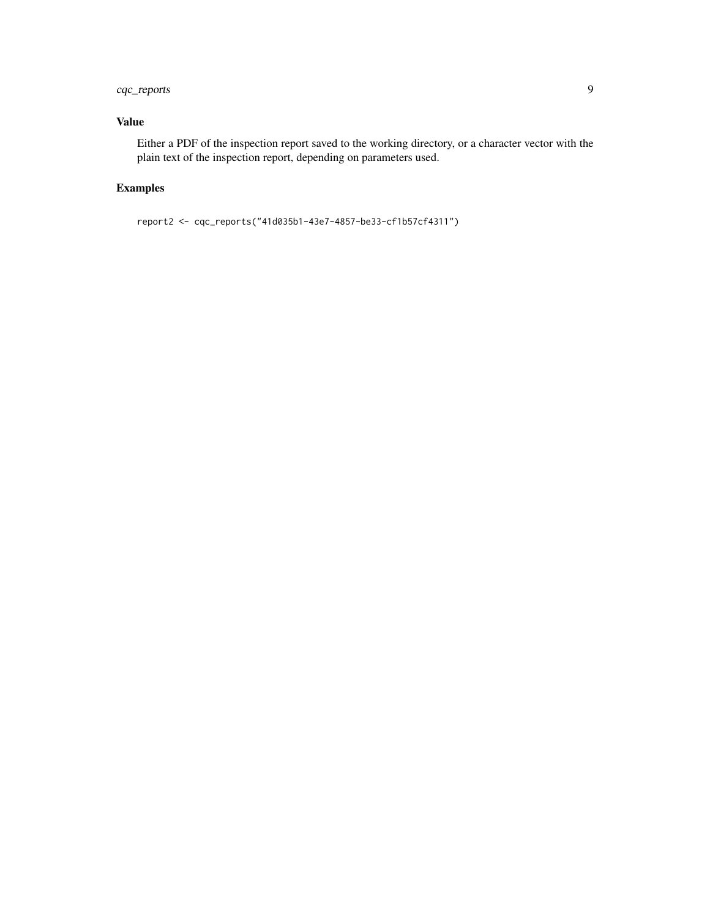## Value

Either a PDF of the inspection report saved to the working directory, or a character vector with the plain text of the inspection report, depending on parameters used.

## Examples

```
report2 <- cqc_reports("41d035b1-43e7-4857-be33-cf1b57cf4311")
```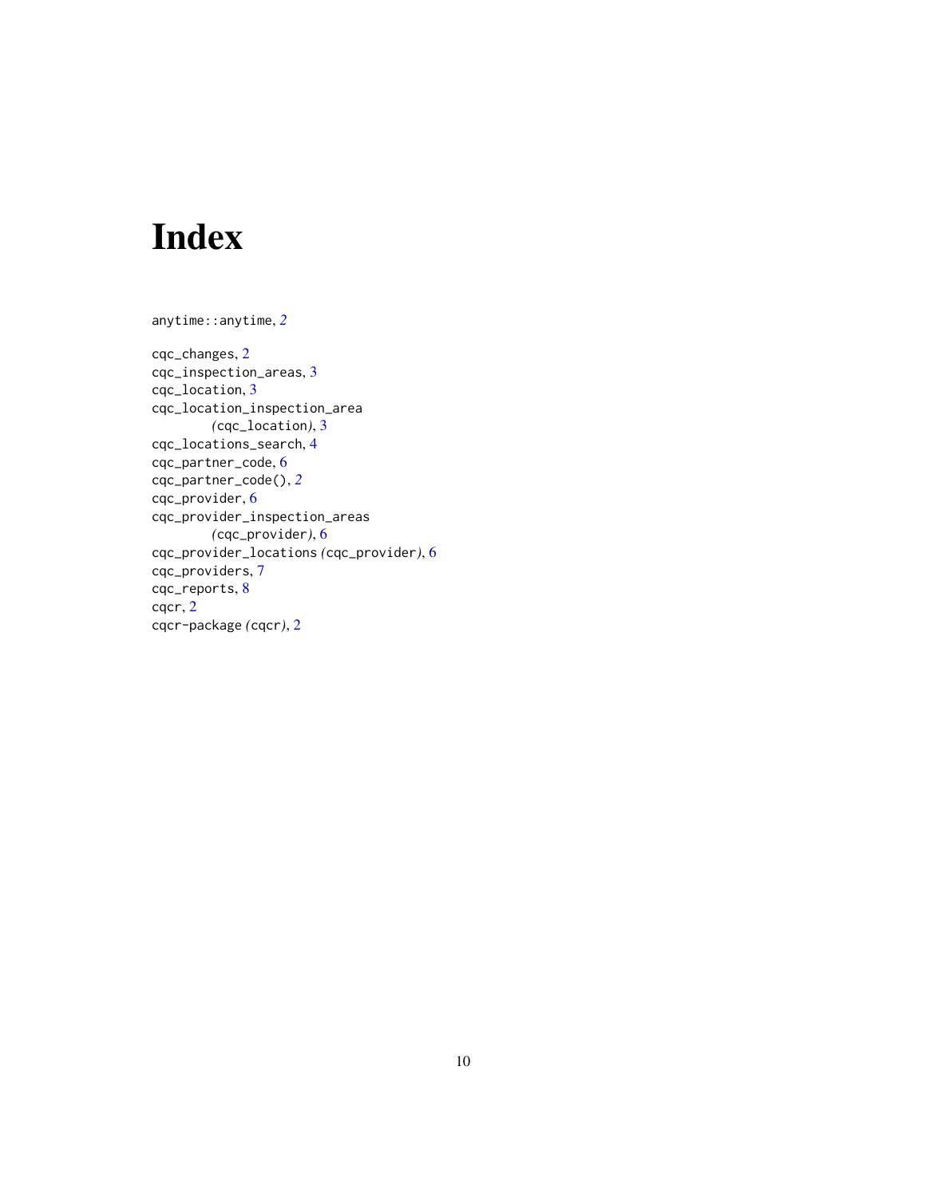# Index

anytime::anytime, *2*

cqc_changes, 2
cqc_inspection_areas, 3
cqc_location, 3
cqc_location_inspection_area (cqc_location), 3
cqc_locations_search, 4
cqc_partner_code, 6
cqc_partner_code(), *2*
cqc_provider, 6
cqc_provider_inspection_areas (cqc_provider), 6
cqc_provider_locations (cqc_provider), 6
cqc_providers, 7
cqc_reports, 8
cqcr, 2
cqcr-package (cqcr), 2